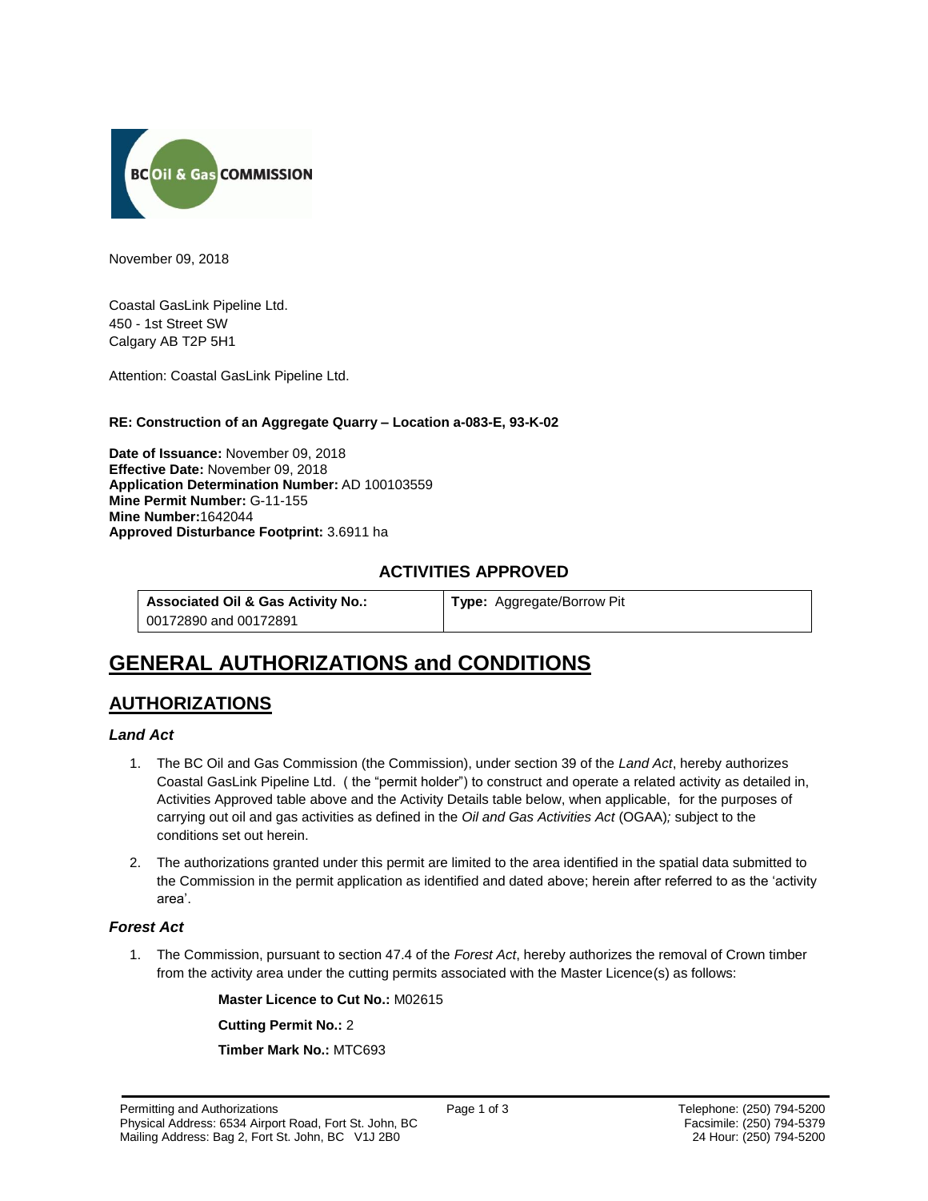November 09, 2018

Coastal GasLink Pipeline Ltd.
450 - 1st Street SW
Calgary AB T2P 5H1

Attention: Coastal GasLink Pipeline Ltd.

**RE: Construction of an Aggregate Quarry – Location a-083-E, 93-K-02**

**Date of Issuance:** November 09, 2018
**Effective Date:** November 09, 2018
**Application Determination Number:** AD 100103559
**Mine Permit Number:** G-11-155
**Mine Number:**1642044
**Approved Disturbance Footprint:** 3.6911 ha

## ACTIVITIES APPROVED

| **Associated Oil & Gas Activity No.:** 00172890 and 00172891 | **Type:** Aggregate/Borrow Pit |
|---|---|

# GENERAL AUTHORIZATIONS and CONDITIONS

## AUTHORIZATIONS

### *Land Act*

1. The BC Oil and Gas Commission (the Commission), under section 39 of the *Land Act*, hereby authorizes Coastal GasLink Pipeline Ltd. ( the "permit holder") to construct and operate a related activity as detailed in, Activities Approved table above and the Activity Details table below, when applicable, for the purposes of carrying out oil and gas activities as defined in the *Oil and Gas Activities Act* (OGAA)*;* subject to the conditions set out herein.
2. The authorizations granted under this permit are limited to the area identified in the spatial data submitted to the Commission in the permit application as identified and dated above; herein after referred to as the 'activity area'.

### *Forest Act*

1. The Commission, pursuant to section 47.4 of the *Forest Act*, hereby authorizes the removal of Crown timber from the activity area under the cutting permits associated with the Master Licence(s) as follows:

   **Master Licence to Cut No.:** M02615

   **Cutting Permit No.:** 2

   **Timber Mark No.:** MTC693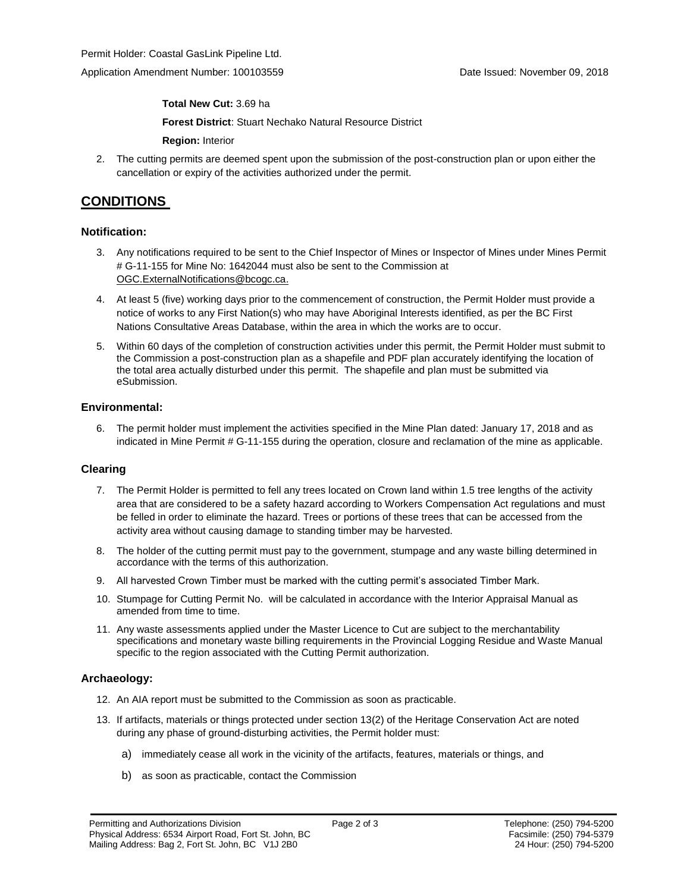Permit Holder: Coastal GasLink Pipeline Ltd.

Application Amendment Number: 100103559    Date Issued: November 09, 2018

**Total New Cut:** 3.69 ha

**Forest District**: Stuart Nechako Natural Resource District

**Region:** Interior

2. The cutting permits are deemed spent upon the submission of the post-construction plan or upon either the cancellation or expiry of the activities authorized under the permit.

## CONDITIONS

### Notification:

3. Any notifications required to be sent to the Chief Inspector of Mines or Inspector of Mines under Mines Permit # G-11-155 for Mine No: 1642044 must also be sent to the Commission at OGC.ExternalNotifications@bcogc.ca.
4. At least 5 (five) working days prior to the commencement of construction, the Permit Holder must provide a notice of works to any First Nation(s) who may have Aboriginal Interests identified, as per the BC First Nations Consultative Areas Database, within the area in which the works are to occur.
5. Within 60 days of the completion of construction activities under this permit, the Permit Holder must submit to the Commission a post-construction plan as a shapefile and PDF plan accurately identifying the location of the total area actually disturbed under this permit. The shapefile and plan must be submitted via eSubmission.

### Environmental:

6. The permit holder must implement the activities specified in the Mine Plan dated: January 17, 2018 and as indicated in Mine Permit # G-11-155 during the operation, closure and reclamation of the mine as applicable.

### Clearing

7. The Permit Holder is permitted to fell any trees located on Crown land within 1.5 tree lengths of the activity area that are considered to be a safety hazard according to Workers Compensation Act regulations and must be felled in order to eliminate the hazard. Trees or portions of these trees that can be accessed from the activity area without causing damage to standing timber may be harvested.
8. The holder of the cutting permit must pay to the government, stumpage and any waste billing determined in accordance with the terms of this authorization.
9. All harvested Crown Timber must be marked with the cutting permit's associated Timber Mark.
10. Stumpage for Cutting Permit No. will be calculated in accordance with the Interior Appraisal Manual as amended from time to time.
11. Any waste assessments applied under the Master Licence to Cut are subject to the merchantability specifications and monetary waste billing requirements in the Provincial Logging Residue and Waste Manual specific to the region associated with the Cutting Permit authorization.

### Archaeology:

12. An AIA report must be submitted to the Commission as soon as practicable.
13. If artifacts, materials or things protected under section 13(2) of the Heritage Conservation Act are noted during any phase of ground-disturbing activities, the Permit holder must:
    a) immediately cease all work in the vicinity of the artifacts, features, materials or things, and
    b) as soon as practicable, contact the Commission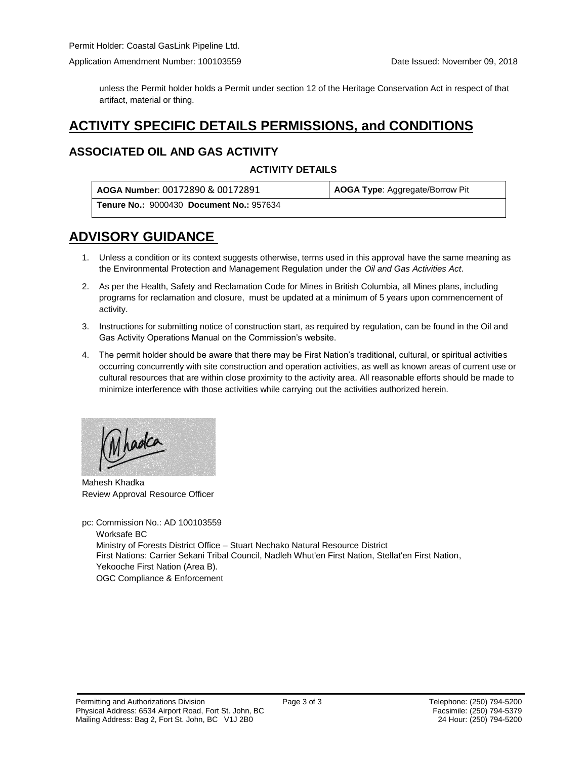unless the Permit holder holds a Permit under section 12 of the Heritage Conservation Act in respect of that artifact, material or thing.

# ACTIVITY SPECIFIC DETAILS PERMISSIONS, and CONDITIONS

## ASSOCIATED OIL AND GAS ACTIVITY

### ACTIVITY DETAILS

| **AOGA Number**: 00172890 & 00172891 | **AOGA Type**: Aggregate/Borrow Pit |
|---|---|
| **Tenure No.:** 9000430 **Document No.:** 957634 | |

# ADVISORY GUIDANCE

1. Unless a condition or its context suggests otherwise, terms used in this approval have the same meaning as the Environmental Protection and Management Regulation under the *Oil and Gas Activities Act*.
2. As per the Health, Safety and Reclamation Code for Mines in British Columbia, all Mines plans, including programs for reclamation and closure, must be updated at a minimum of 5 years upon commencement of activity.
3. Instructions for submitting notice of construction start, as required by regulation, can be found in the Oil and Gas Activity Operations Manual on the Commission's website.
4. The permit holder should be aware that there may be First Nation's traditional, cultural, or spiritual activities occurring concurrently with site construction and operation activities, as well as known areas of current use or cultural resources that are within close proximity to the activity area. All reasonable efforts should be made to minimize interference with those activities while carrying out the activities authorized herein.

Mahesh Khadka
Review Approval Resource Officer

pc: Commission No.: AD 100103559
Worksafe BC
Ministry of Forests District Office – Stuart Nechako Natural Resource District
First Nations: Carrier Sekani Tribal Council, Nadleh Whut'en First Nation, Stellat'en First Nation, Yekooche First Nation (Area B).
OGC Compliance & Enforcement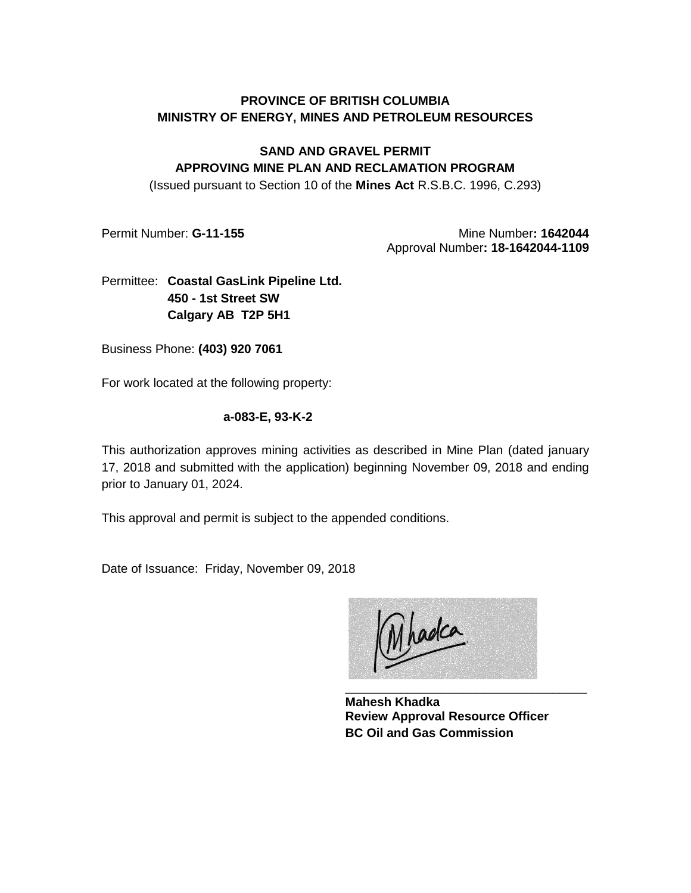**PROVINCE OF BRITISH COLUMBIA**
**MINISTRY OF ENERGY, MINES AND PETROLEUM RESOURCES**

**SAND AND GRAVEL PERMIT**
**APPROVING MINE PLAN AND RECLAMATION PROGRAM**
(Issued pursuant to Section 10 of the **Mines Act** R.S.B.C. 1996, C.293)

Permit Number: **G-11-155**

Mine Number**: 1642044**
Approval Number**: 18-1642044-1109**

Permittee: **Coastal GasLink Pipeline Ltd.**
**450 - 1st Street SW**
**Calgary AB T2P 5H1**

Business Phone: **(403) 920 7061**

For work located at the following property:

**a-083-E, 93-K-2**

This authorization approves mining activities as described in Mine Plan (dated january 17, 2018 and submitted with the application) beginning November 09, 2018 and ending prior to January 01, 2024.

This approval and permit is subject to the appended conditions.

Date of Issuance: Friday, November 09, 2018

\_\_\_\_\_\_\_\_\_\_\_\_\_\_\_\_\_\_\_\_\_\_\_\_\_\_\_\_\_\_\_\_\_\_
**Mahesh Khadka**
**Review Approval Resource Officer**
**BC Oil and Gas Commission**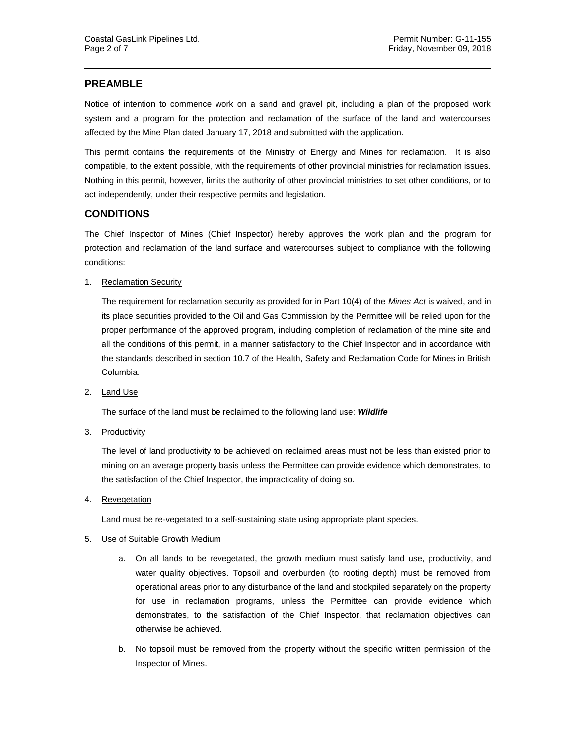## PREAMBLE

Notice of intention to commence work on a sand and gravel pit, including a plan of the proposed work system and a program for the protection and reclamation of the surface of the land and watercourses affected by the Mine Plan dated January 17, 2018 and submitted with the application.

This permit contains the requirements of the Ministry of Energy and Mines for reclamation. It is also compatible, to the extent possible, with the requirements of other provincial ministries for reclamation issues. Nothing in this permit, however, limits the authority of other provincial ministries to set other conditions, or to act independently, under their respective permits and legislation.

## CONDITIONS

The Chief Inspector of Mines (Chief Inspector) hereby approves the work plan and the program for protection and reclamation of the land surface and watercourses subject to compliance with the following conditions:

1. Reclamation Security

   The requirement for reclamation security as provided for in Part 10(4) of the *Mines Act* is waived, and in its place securities provided to the Oil and Gas Commission by the Permittee will be relied upon for the proper performance of the approved program, including completion of reclamation of the mine site and all the conditions of this permit, in a manner satisfactory to the Chief Inspector and in accordance with the standards described in section 10.7 of the Health, Safety and Reclamation Code for Mines in British Columbia.

2. Land Use

   The surface of the land must be reclaimed to the following land use: ***Wildlife***

3. Productivity

   The level of land productivity to be achieved on reclaimed areas must not be less than existed prior to mining on an average property basis unless the Permittee can provide evidence which demonstrates, to the satisfaction of the Chief Inspector, the impracticality of doing so.

4. Revegetation

   Land must be re-vegetated to a self-sustaining state using appropriate plant species.

5. Use of Suitable Growth Medium

   a. On all lands to be revegetated, the growth medium must satisfy land use, productivity, and water quality objectives. Topsoil and overburden (to rooting depth) must be removed from operational areas prior to any disturbance of the land and stockpiled separately on the property for use in reclamation programs, unless the Permittee can provide evidence which demonstrates, to the satisfaction of the Chief Inspector, that reclamation objectives can otherwise be achieved.

   b. No topsoil must be removed from the property without the specific written permission of the Inspector of Mines.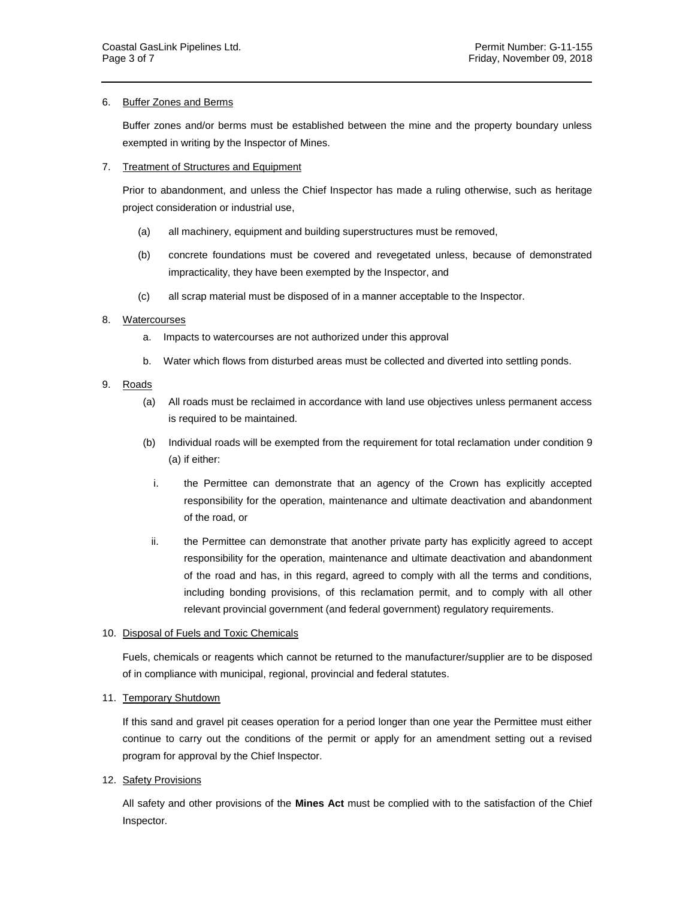6. Buffer Zones and Berms

   Buffer zones and/or berms must be established between the mine and the property boundary unless exempted in writing by the Inspector of Mines.

7. Treatment of Structures and Equipment

   Prior to abandonment, and unless the Chief Inspector has made a ruling otherwise, such as heritage project consideration or industrial use,

   (a) all machinery, equipment and building superstructures must be removed,

   (b) concrete foundations must be covered and revegetated unless, because of demonstrated impracticality, they have been exempted by the Inspector, and

   (c) all scrap material must be disposed of in a manner acceptable to the Inspector.

8. Watercourses

   a. Impacts to watercourses are not authorized under this approval

   b. Water which flows from disturbed areas must be collected and diverted into settling ponds.

9. Roads

   (a) All roads must be reclaimed in accordance with land use objectives unless permanent access is required to be maintained.

   (b) Individual roads will be exempted from the requirement for total reclamation under condition 9 (a) if either:

      i. the Permittee can demonstrate that an agency of the Crown has explicitly accepted responsibility for the operation, maintenance and ultimate deactivation and abandonment of the road, or

      ii. the Permittee can demonstrate that another private party has explicitly agreed to accept responsibility for the operation, maintenance and ultimate deactivation and abandonment of the road and has, in this regard, agreed to comply with all the terms and conditions, including bonding provisions, of this reclamation permit, and to comply with all other relevant provincial government (and federal government) regulatory requirements.

10. Disposal of Fuels and Toxic Chemicals

    Fuels, chemicals or reagents which cannot be returned to the manufacturer/supplier are to be disposed of in compliance with municipal, regional, provincial and federal statutes.

11. Temporary Shutdown

    If this sand and gravel pit ceases operation for a period longer than one year the Permittee must either continue to carry out the conditions of the permit or apply for an amendment setting out a revised program for approval by the Chief Inspector.

12. Safety Provisions

    All safety and other provisions of the **Mines Act** must be complied with to the satisfaction of the Chief Inspector.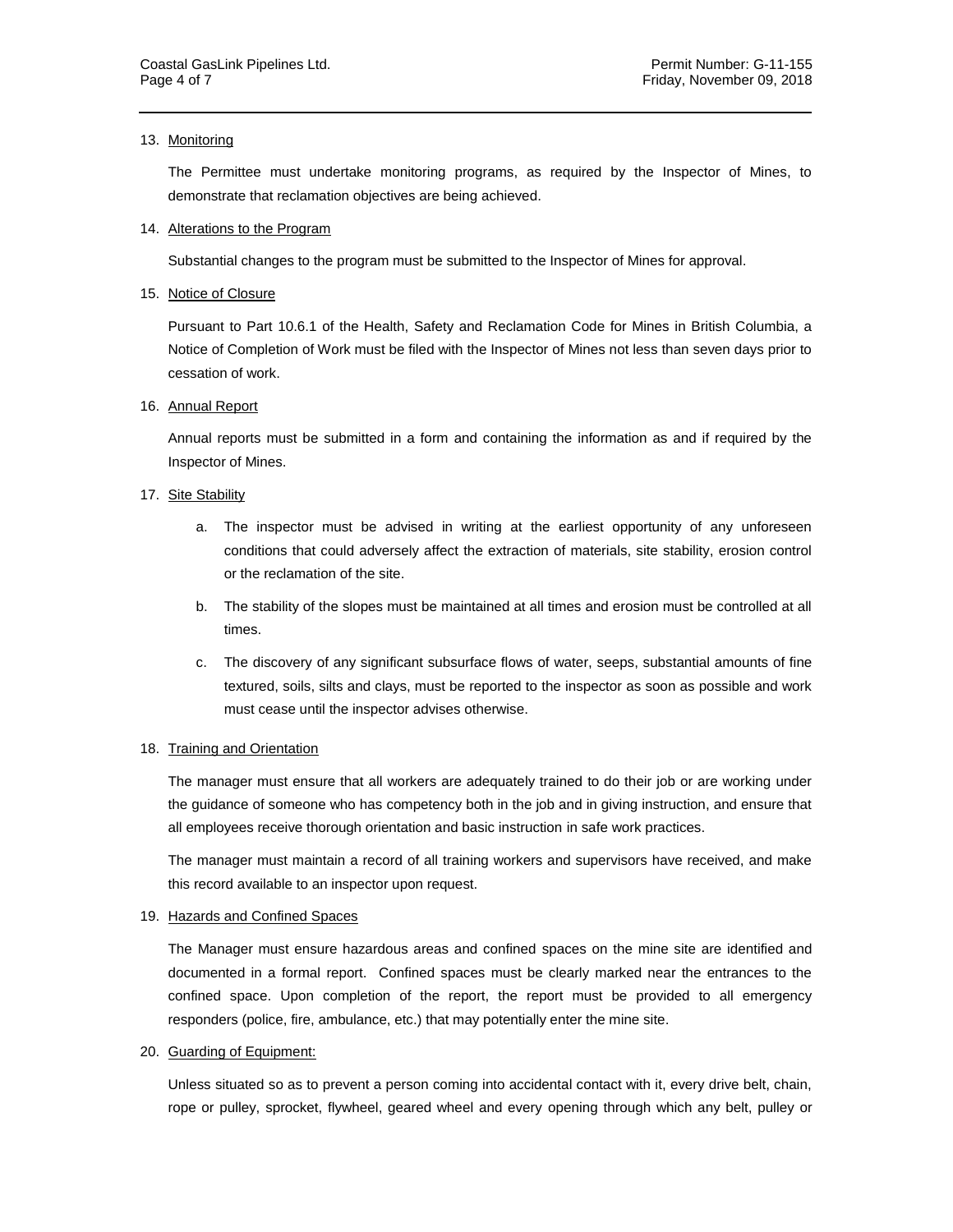13. Monitoring

    The Permittee must undertake monitoring programs, as required by the Inspector of Mines, to demonstrate that reclamation objectives are being achieved.

14. Alterations to the Program

    Substantial changes to the program must be submitted to the Inspector of Mines for approval.

15. Notice of Closure

    Pursuant to Part 10.6.1 of the Health, Safety and Reclamation Code for Mines in British Columbia, a Notice of Completion of Work must be filed with the Inspector of Mines not less than seven days prior to cessation of work.

16. Annual Report

    Annual reports must be submitted in a form and containing the information as and if required by the Inspector of Mines.

17. Site Stability

    a. The inspector must be advised in writing at the earliest opportunity of any unforeseen conditions that could adversely affect the extraction of materials, site stability, erosion control or the reclamation of the site.

    b. The stability of the slopes must be maintained at all times and erosion must be controlled at all times.

    c. The discovery of any significant subsurface flows of water, seeps, substantial amounts of fine textured, soils, silts and clays, must be reported to the inspector as soon as possible and work must cease until the inspector advises otherwise.

18. Training and Orientation

    The manager must ensure that all workers are adequately trained to do their job or are working under the guidance of someone who has competency both in the job and in giving instruction, and ensure that all employees receive thorough orientation and basic instruction in safe work practices.

    The manager must maintain a record of all training workers and supervisors have received, and make this record available to an inspector upon request.

19. Hazards and Confined Spaces

    The Manager must ensure hazardous areas and confined spaces on the mine site are identified and documented in a formal report. Confined spaces must be clearly marked near the entrances to the confined space. Upon completion of the report, the report must be provided to all emergency responders (police, fire, ambulance, etc.) that may potentially enter the mine site.

20. Guarding of Equipment:

    Unless situated so as to prevent a person coming into accidental contact with it, every drive belt, chain, rope or pulley, sprocket, flywheel, geared wheel and every opening through which any belt, pulley or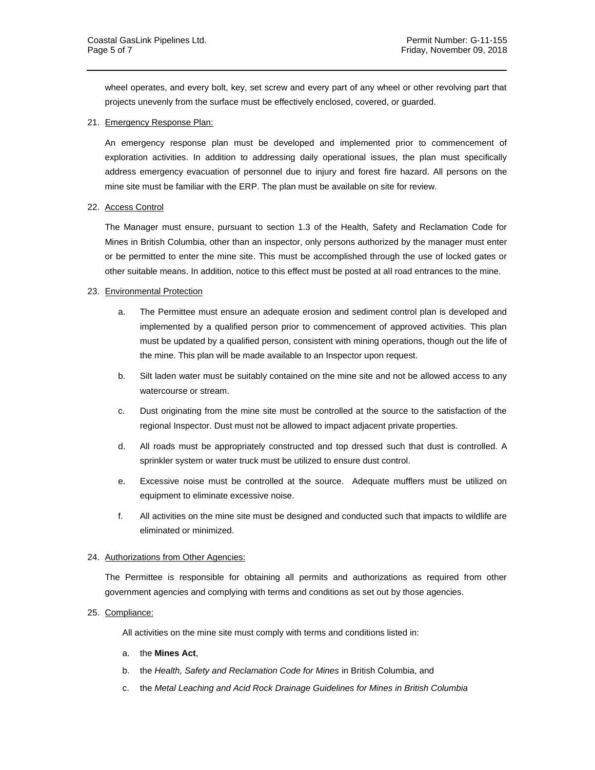wheel operates, and every bolt, key, set screw and every part of any wheel or other revolving part that projects unevenly from the surface must be effectively enclosed, covered, or guarded.

21. Emergency Response Plan:

    An emergency response plan must be developed and implemented prior to commencement of exploration activities. In addition to addressing daily operational issues, the plan must specifically address emergency evacuation of personnel due to injury and forest fire hazard. All persons on the mine site must be familiar with the ERP. The plan must be available on site for review.

22. Access Control

    The Manager must ensure, pursuant to section 1.3 of the Health, Safety and Reclamation Code for Mines in British Columbia, other than an inspector, only persons authorized by the manager must enter or be permitted to enter the mine site. This must be accomplished through the use of locked gates or other suitable means. In addition, notice to this effect must be posted at all road entrances to the mine.

23. Environmental Protection

    a. The Permittee must ensure an adequate erosion and sediment control plan is developed and implemented by a qualified person prior to commencement of approved activities. This plan must be updated by a qualified person, consistent with mining operations, though out the life of the mine. This plan will be made available to an Inspector upon request.

    b. Silt laden water must be suitably contained on the mine site and not be allowed access to any watercourse or stream.

    c. Dust originating from the mine site must be controlled at the source to the satisfaction of the regional Inspector. Dust must not be allowed to impact adjacent private properties.

    d. All roads must be appropriately constructed and top dressed such that dust is controlled. A sprinkler system or water truck must be utilized to ensure dust control.

    e. Excessive noise must be controlled at the source. Adequate mufflers must be utilized on equipment to eliminate excessive noise.

    f. All activities on the mine site must be designed and conducted such that impacts to wildlife are eliminated or minimized.

24. Authorizations from Other Agencies:

    The Permittee is responsible for obtaining all permits and authorizations as required from other government agencies and complying with terms and conditions as set out by those agencies.

25. Compliance:

    All activities on the mine site must comply with terms and conditions listed in:

    a. the **Mines Act**,
    b. the *Health, Safety and Reclamation Code for Mines* in British Columbia, and
    c. the *Metal Leaching and Acid Rock Drainage Guidelines for Mines in British Columbia*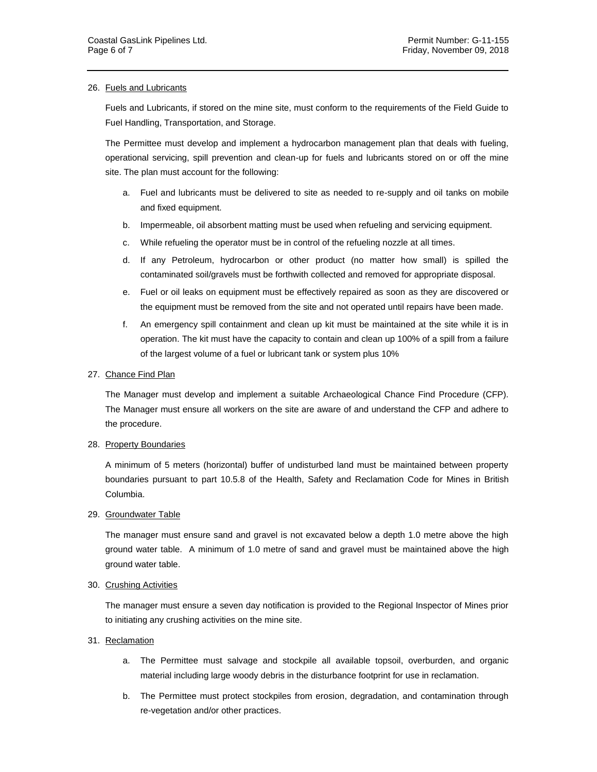26. Fuels and Lubricants

    Fuels and Lubricants, if stored on the mine site, must conform to the requirements of the Field Guide to Fuel Handling, Transportation, and Storage.

    The Permittee must develop and implement a hydrocarbon management plan that deals with fueling, operational servicing, spill prevention and clean-up for fuels and lubricants stored on or off the mine site. The plan must account for the following:

    a. Fuel and lubricants must be delivered to site as needed to re-supply and oil tanks on mobile and fixed equipment.
    b. Impermeable, oil absorbent matting must be used when refueling and servicing equipment.
    c. While refueling the operator must be in control of the refueling nozzle at all times.
    d. If any Petroleum, hydrocarbon or other product (no matter how small) is spilled the contaminated soil/gravels must be forthwith collected and removed for appropriate disposal.
    e. Fuel or oil leaks on equipment must be effectively repaired as soon as they are discovered or the equipment must be removed from the site and not operated until repairs have been made.
    f. An emergency spill containment and clean up kit must be maintained at the site while it is in operation. The kit must have the capacity to contain and clean up 100% of a spill from a failure of the largest volume of a fuel or lubricant tank or system plus 10%

27. Chance Find Plan

    The Manager must develop and implement a suitable Archaeological Chance Find Procedure (CFP). The Manager must ensure all workers on the site are aware of and understand the CFP and adhere to the procedure.

28. Property Boundaries

    A minimum of 5 meters (horizontal) buffer of undisturbed land must be maintained between property boundaries pursuant to part 10.5.8 of the Health, Safety and Reclamation Code for Mines in British Columbia.

29. Groundwater Table

    The manager must ensure sand and gravel is not excavated below a depth 1.0 metre above the high ground water table. A minimum of 1.0 metre of sand and gravel must be maintained above the high ground water table.

30. Crushing Activities

    The manager must ensure a seven day notification is provided to the Regional Inspector of Mines prior to initiating any crushing activities on the mine site.

31. Reclamation

    a. The Permittee must salvage and stockpile all available topsoil, overburden, and organic material including large woody debris in the disturbance footprint for use in reclamation.
    b. The Permittee must protect stockpiles from erosion, degradation, and contamination through re-vegetation and/or other practices.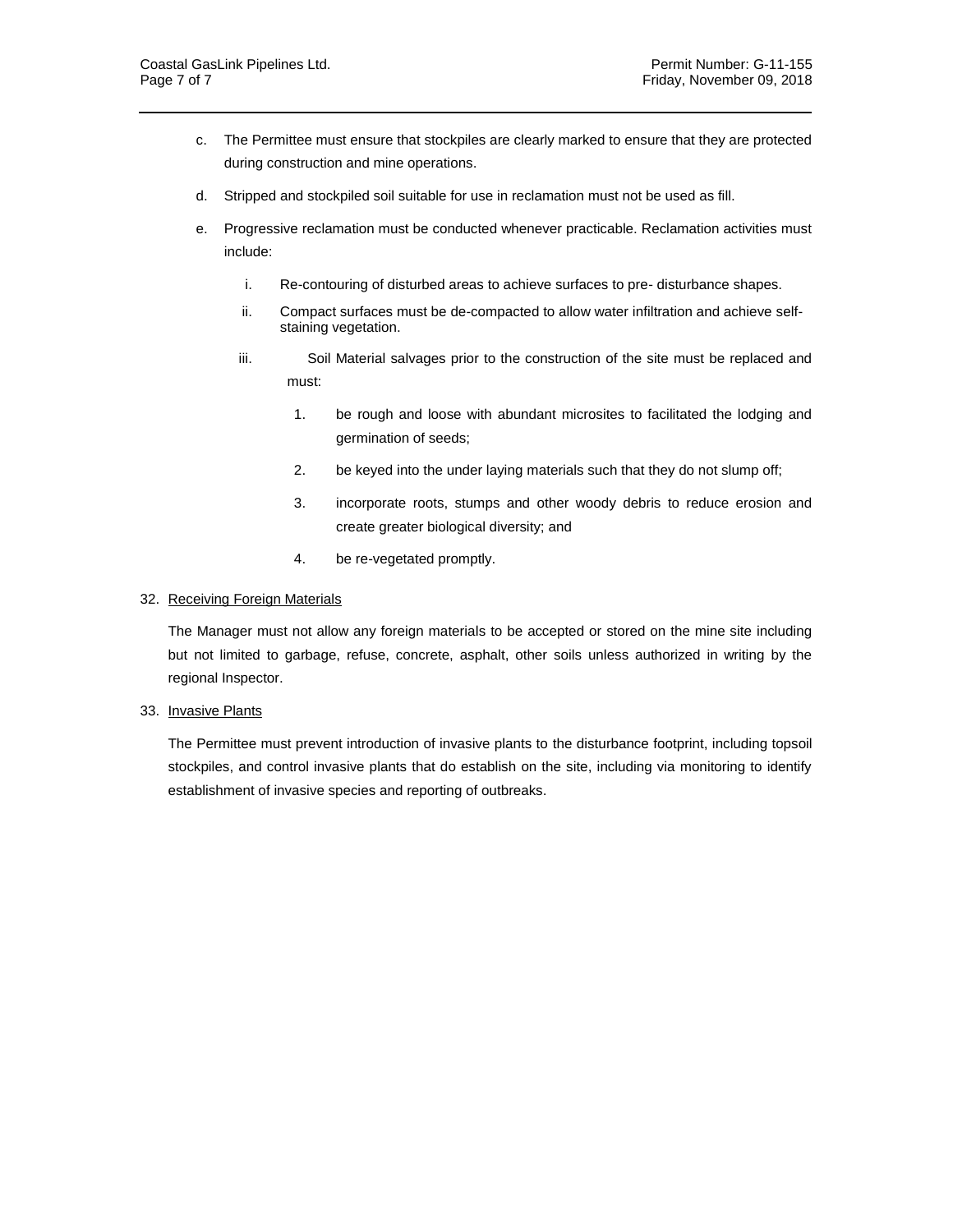c. The Permittee must ensure that stockpiles are clearly marked to ensure that they are protected during construction and mine operations.

d. Stripped and stockpiled soil suitable for use in reclamation must not be used as fill.

e. Progressive reclamation must be conducted whenever practicable. Reclamation activities must include:

   i. Re-contouring of disturbed areas to achieve surfaces to pre- disturbance shapes.

   ii. Compact surfaces must be de-compacted to allow water infiltration and achieve self-staining vegetation.

   iii. Soil Material salvages prior to the construction of the site must be replaced and must:

      1. be rough and loose with abundant microsites to facilitated the lodging and germination of seeds;

      2. be keyed into the under laying materials such that they do not slump off;

      3. incorporate roots, stumps and other woody debris to reduce erosion and create greater biological diversity; and

      4. be re-vegetated promptly.

32. Receiving Foreign Materials

The Manager must not allow any foreign materials to be accepted or stored on the mine site including but not limited to garbage, refuse, concrete, asphalt, other soils unless authorized in writing by the regional Inspector.

33. Invasive Plants

The Permittee must prevent introduction of invasive plants to the disturbance footprint, including topsoil stockpiles, and control invasive plants that do establish on the site, including via monitoring to identify establishment of invasive species and reporting of outbreaks.